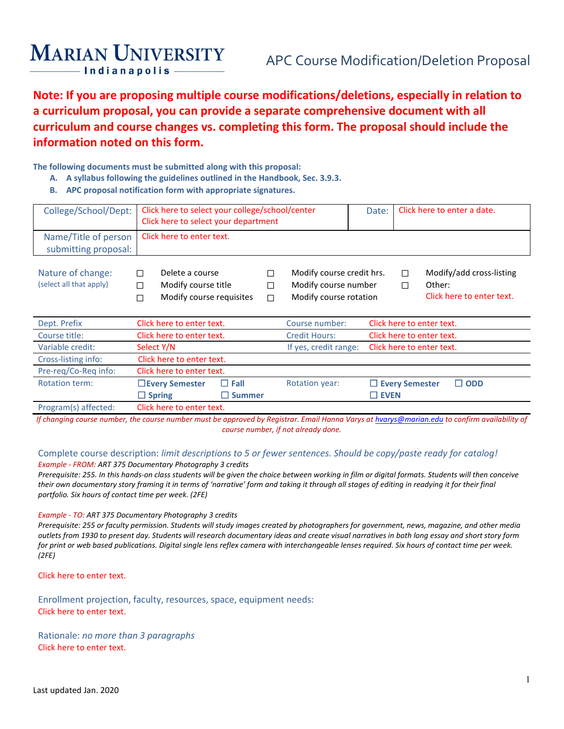# MARIAN UNIVERSITY Indianapolis

## APC Course Modification/Deletion Proposal

**Note: If you are proposing multiple course modifications/deletions, especially in relation to a curriculum proposal, you can provide a separate comprehensive document with all curriculum and course changes vs. completing this form. The proposal should include the information noted on this form.**

**The following documents must be submitted along with this proposal:**

- **A. A syllabus following the guidelines outlined in the Handbook, Sec. 3.9.3.**
- **B. APC proposal notification form with appropriate signatures.**

| College/School/Dept: | Click here to select your college/school/center<br>Click here to select your department | Date: | Click here to enter a date. |
|---|---|---|---|
| Name/Title of person submitting proposal: | Click here to enter text. | | |

Nature of change: (select all that apply)

- ☐ Delete a course
- ☐ Modify course title
- ☐ Modify course requisites
- ☐ Modify course credit hrs.
- ☐ Modify course number
- ☐ Modify course rotation
- ☐ Modify/add cross-listing
- ☐ Other: Click here to enter text.

| Dept. Prefix | Click here to enter text. | Course number: | Click here to enter text. |
|---|---|---|---|
| Course title: | Click here to enter text. | Credit Hours: | Click here to enter text. |
| Variable credit: | Select Y/N | If yes, credit range: | Click here to enter text. |
| Cross-listing info: | Click here to enter text. | | |
| Pre-req/Co-Req info: | Click here to enter text. | | |
| Rotation term: | ☐ **Every Semester** ☐ **Fall**<br>☐ **Spring** ☐ **Summer** | Rotation year: | ☐ **Every Semester** ☐ **ODD**<br>☐ **EVEN** |
| Program(s) affected: | Click here to enter text. | | |

*If changing course number, the course number must be approved by Registrar. Email Hanna Varys at hvarys@marian.edu to confirm availability of course number, if not already done.*

### Complete course description: *limit descriptions to 5 or fewer sentences. Should be copy/paste ready for catalog!*

*Example - FROM: ART 375 Documentary Photography 3 credits*
*Prerequisite: 255. In this hands-on class students will be given the choice between working in film or digital formats. Students will then conceive their own documentary story framing it in terms of 'narrative' form and taking it through all stages of editing in readying it for their final portfolio. Six hours of contact time per week. (2FE)*

*Example - TO: ART 375 Documentary Photography 3 credits*
*Prerequisite: 255 or faculty permission. Students will study images created by photographers for government, news, magazine, and other media outlets from 1930 to present day. Students will research documentary ideas and create visual narratives in both long essay and short story form for print or web based publications. Digital single lens reflex camera with interchangeable lenses required. Six hours of contact time per week. (2FE)*

Click here to enter text.

### Enrollment projection, faculty, resources, space, equipment needs:

Click here to enter text.

### Rationale: *no more than 3 paragraphs*

Click here to enter text.

Last updated Jan. 2020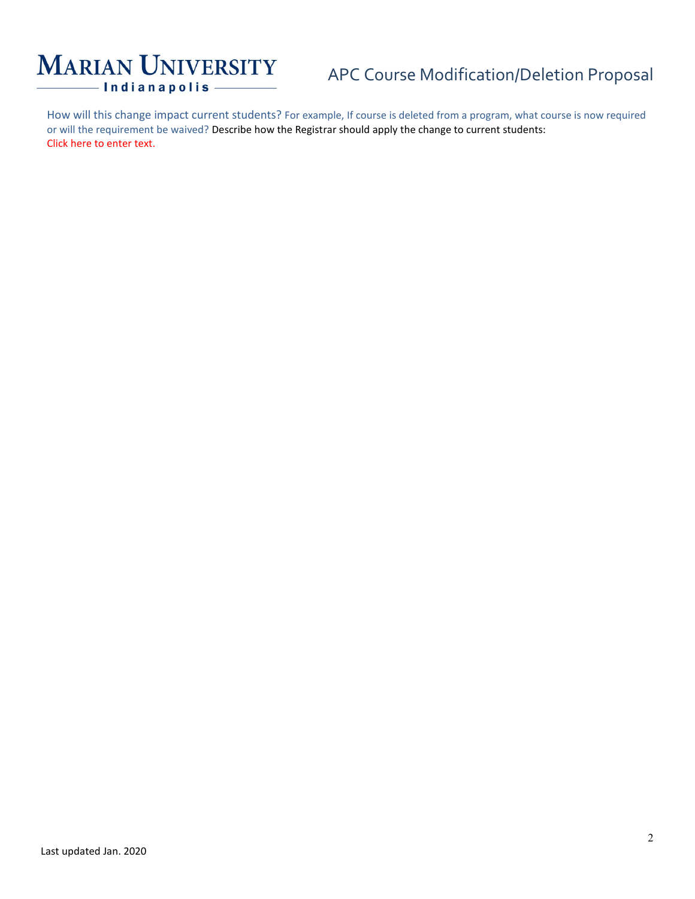How will this change impact current students? For example, If course is deleted from a program, what course is now required or will the requirement be waived? Describe how the Registrar should apply the change to current students:
Click here to enter text.

Last updated Jan. 2020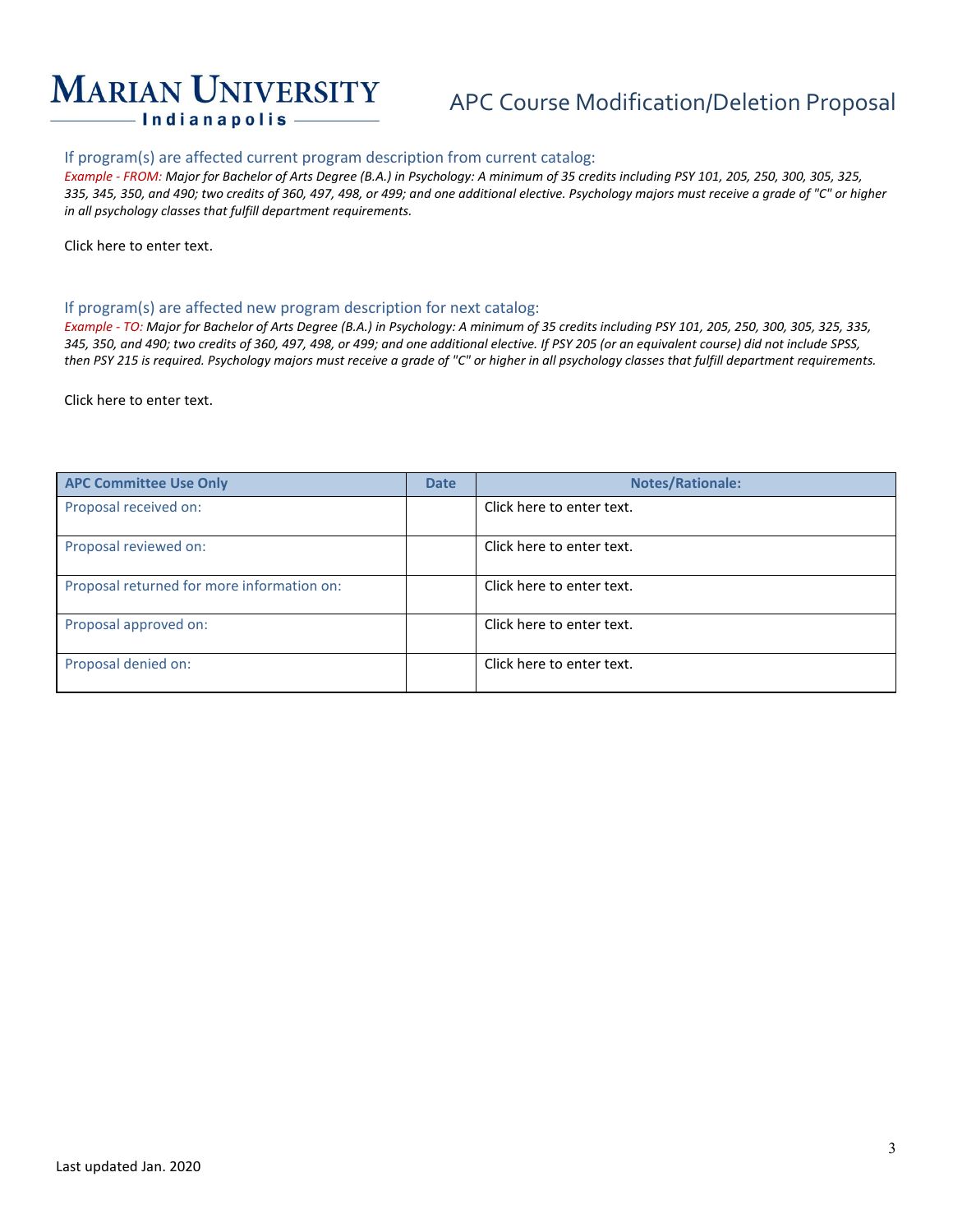If program(s) are affected current program description from current catalog:

*Example - FROM: Major for Bachelor of Arts Degree (B.A.) in Psychology: A minimum of 35 credits including PSY 101, 205, 250, 300, 305, 325, 335, 345, 350, and 490; two credits of 360, 497, 498, or 499; and one additional elective. Psychology majors must receive a grade of "C" or higher in all psychology classes that fulfill department requirements.*

Click here to enter text.

If program(s) are affected new program description for next catalog:

*Example - TO: Major for Bachelor of Arts Degree (B.A.) in Psychology: A minimum of 35 credits including PSY 101, 205, 250, 300, 305, 325, 335, 345, 350, and 490; two credits of 360, 497, 498, or 499; and one additional elective. If PSY 205 (or an equivalent course) did not include SPSS, then PSY 215 is required. Psychology majors must receive a grade of "C" or higher in all psychology classes that fulfill department requirements.*

Click here to enter text.

| APC Committee Use Only | Date | Notes/Rationale: |
|---|---|---|
| Proposal received on: | | Click here to enter text. |
| Proposal reviewed on: | | Click here to enter text. |
| Proposal returned for more information on: | | Click here to enter text. |
| Proposal approved on: | | Click here to enter text. |
| Proposal denied on: | | Click here to enter text. |

Last updated Jan. 2020